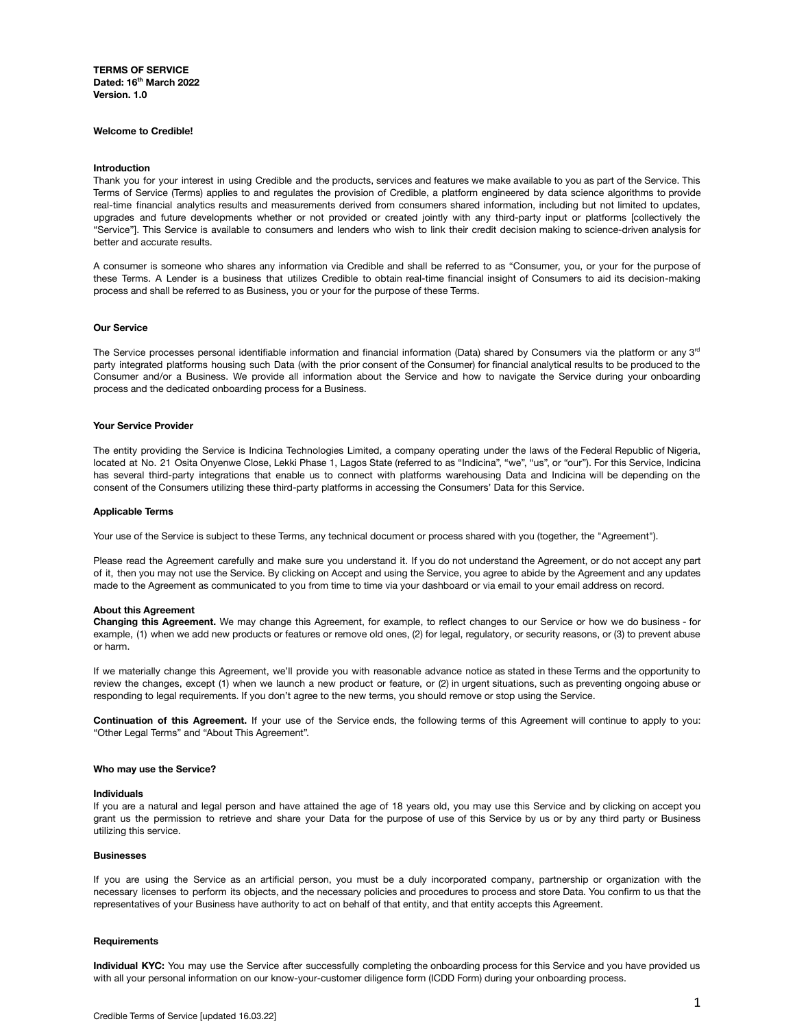**TERMS OF SERVICE**
**Dated: 16th March 2022**
**Version. 1.0**

**Welcome to Credible!**

**Introduction**

Thank you for your interest in using Credible and the products, services and features we make available to you as part of the Service. This Terms of Service (Terms) applies to and regulates the provision of Credible, a platform engineered by data science algorithms to provide real-time financial analytics results and measurements derived from consumers shared information, including but not limited to updates, upgrades and future developments whether or not provided or created jointly with any third-party input or platforms [collectively the "Service"]. This Service is available to consumers and lenders who wish to link their credit decision making to science-driven analysis for better and accurate results.

A consumer is someone who shares any information via Credible and shall be referred to as "Consumer, you, or your for the purpose of these Terms. A Lender is a business that utilizes Credible to obtain real-time financial insight of Consumers to aid its decision-making process and shall be referred to as Business, you or your for the purpose of these Terms.

**Our Service**

The Service processes personal identifiable information and financial information (Data) shared by Consumers via the platform or any 3rd party integrated platforms housing such Data (with the prior consent of the Consumer) for financial analytical results to be produced to the Consumer and/or a Business. We provide all information about the Service and how to navigate the Service during your onboarding process and the dedicated onboarding process for a Business.

**Your Service Provider**

The entity providing the Service is Indicina Technologies Limited, a company operating under the laws of the Federal Republic of Nigeria, located at No. 21 Osita Onyenwe Close, Lekki Phase 1, Lagos State (referred to as "Indicina", "we", "us", or "our"). For this Service, Indicina has several third-party integrations that enable us to connect with platforms warehousing Data and Indicina will be depending on the consent of the Consumers utilizing these third-party platforms in accessing the Consumers' Data for this Service.

**Applicable Terms**

Your use of the Service is subject to these Terms, any technical document or process shared with you (together, the "Agreement").

Please read the Agreement carefully and make sure you understand it. If you do not understand the Agreement, or do not accept any part of it, then you may not use the Service. By clicking on Accept and using the Service, you agree to abide by the Agreement and any updates made to the Agreement as communicated to you from time to time via your dashboard or via email to your email address on record.

**About this Agreement**

**Changing this Agreement.** We may change this Agreement, for example, to reflect changes to our Service or how we do business - for example, (1) when we add new products or features or remove old ones, (2) for legal, regulatory, or security reasons, or (3) to prevent abuse or harm.

If we materially change this Agreement, we'll provide you with reasonable advance notice as stated in these Terms and the opportunity to review the changes, except (1) when we launch a new product or feature, or (2) in urgent situations, such as preventing ongoing abuse or responding to legal requirements. If you don't agree to the new terms, you should remove or stop using the Service.

**Continuation of this Agreement.** If your use of the Service ends, the following terms of this Agreement will continue to apply to you: "Other Legal Terms" and "About This Agreement".

**Who may use the Service?**

**Individuals**

If you are a natural and legal person and have attained the age of 18 years old, you may use this Service and by clicking on accept you grant us the permission to retrieve and share your Data for the purpose of use of this Service by us or by any third party or Business utilizing this service.

**Businesses**

If you are using the Service as an artificial person, you must be a duly incorporated company, partnership or organization with the necessary licenses to perform its objects, and the necessary policies and procedures to process and store Data. You confirm to us that the representatives of your Business have authority to act on behalf of that entity, and that entity accepts this Agreement.

**Requirements**

**Individual KYC:** You may use the Service after successfully completing the onboarding process for this Service and you have provided us with all your personal information on our know-your-customer diligence form (ICDD Form) during your onboarding process.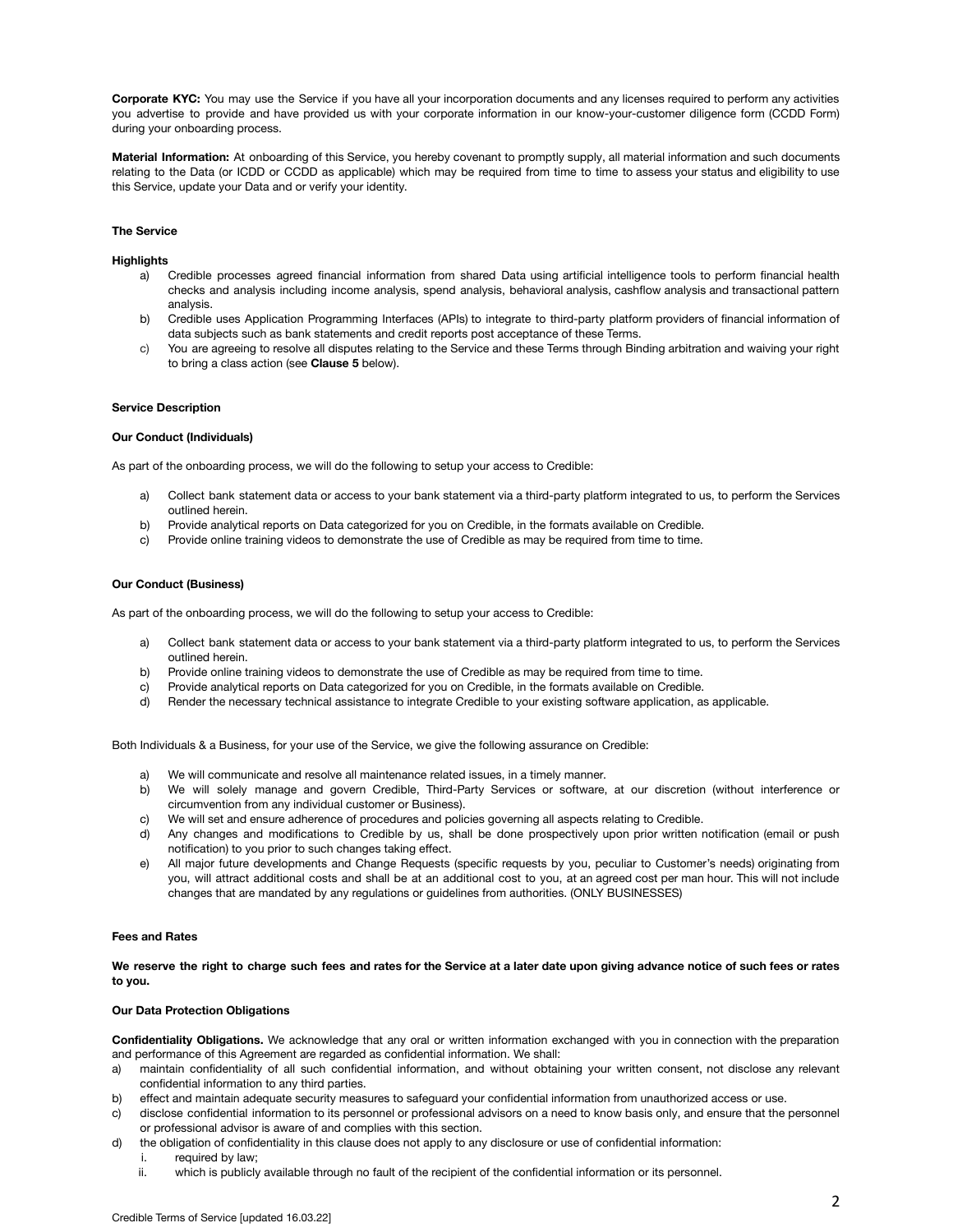**Corporate KYC:** You may use the Service if you have all your incorporation documents and any licenses required to perform any activities you advertise to provide and have provided us with your corporate information in our know-your-customer diligence form (CCDD Form) during your onboarding process.

**Material Information:** At onboarding of this Service, you hereby covenant to promptly supply, all material information and such documents relating to the Data (or ICDD or CCDD as applicable) which may be required from time to time to assess your status and eligibility to use this Service, update your Data and or verify your identity.

**The Service**

**Highlights**

a) Credible processes agreed financial information from shared Data using artificial intelligence tools to perform financial health checks and analysis including income analysis, spend analysis, behavioral analysis, cashflow analysis and transactional pattern analysis.
b) Credible uses Application Programming Interfaces (APIs) to integrate to third-party platform providers of financial information of data subjects such as bank statements and credit reports post acceptance of these Terms.
c) You are agreeing to resolve all disputes relating to the Service and these Terms through Binding arbitration and waiving your right to bring a class action (see **Clause 5** below).

**Service Description**

**Our Conduct (Individuals)**

As part of the onboarding process, we will do the following to setup your access to Credible:

a) Collect bank statement data or access to your bank statement via a third-party platform integrated to us, to perform the Services outlined herein.
b) Provide analytical reports on Data categorized for you on Credible, in the formats available on Credible.
c) Provide online training videos to demonstrate the use of Credible as may be required from time to time.

**Our Conduct (Business)**

As part of the onboarding process, we will do the following to setup your access to Credible:

a) Collect bank statement data or access to your bank statement via a third-party platform integrated to us, to perform the Services outlined herein.
b) Provide online training videos to demonstrate the use of Credible as may be required from time to time.
c) Provide analytical reports on Data categorized for you on Credible, in the formats available on Credible.
d) Render the necessary technical assistance to integrate Credible to your existing software application, as applicable.

Both Individuals & a Business, for your use of the Service, we give the following assurance on Credible:

a) We will communicate and resolve all maintenance related issues, in a timely manner.
b) We will solely manage and govern Credible, Third-Party Services or software, at our discretion (without interference or circumvention from any individual customer or Business).
c) We will set and ensure adherence of procedures and policies governing all aspects relating to Credible.
d) Any changes and modifications to Credible by us, shall be done prospectively upon prior written notification (email or push notification) to you prior to such changes taking effect.
e) All major future developments and Change Requests (specific requests by you, peculiar to Customer's needs) originating from you, will attract additional costs and shall be at an additional cost to you, at an agreed cost per man hour. This will not include changes that are mandated by any regulations or guidelines from authorities. (ONLY BUSINESSES)

**Fees and Rates**

**We reserve the right to charge such fees and rates for the Service at a later date upon giving advance notice of such fees or rates to you.**

**Our Data Protection Obligations**

**Confidentiality Obligations.** We acknowledge that any oral or written information exchanged with you in connection with the preparation and performance of this Agreement are regarded as confidential information. We shall:

a) maintain confidentiality of all such confidential information, and without obtaining your written consent, not disclose any relevant confidential information to any third parties.
b) effect and maintain adequate security measures to safeguard your confidential information from unauthorized access or use.
c) disclose confidential information to its personnel or professional advisors on a need to know basis only, and ensure that the personnel or professional advisor is aware of and complies with this section.
d) the obligation of confidentiality in this clause does not apply to any disclosure or use of confidential information:
   i. required by law;
   ii. which is publicly available through no fault of the recipient of the confidential information or its personnel.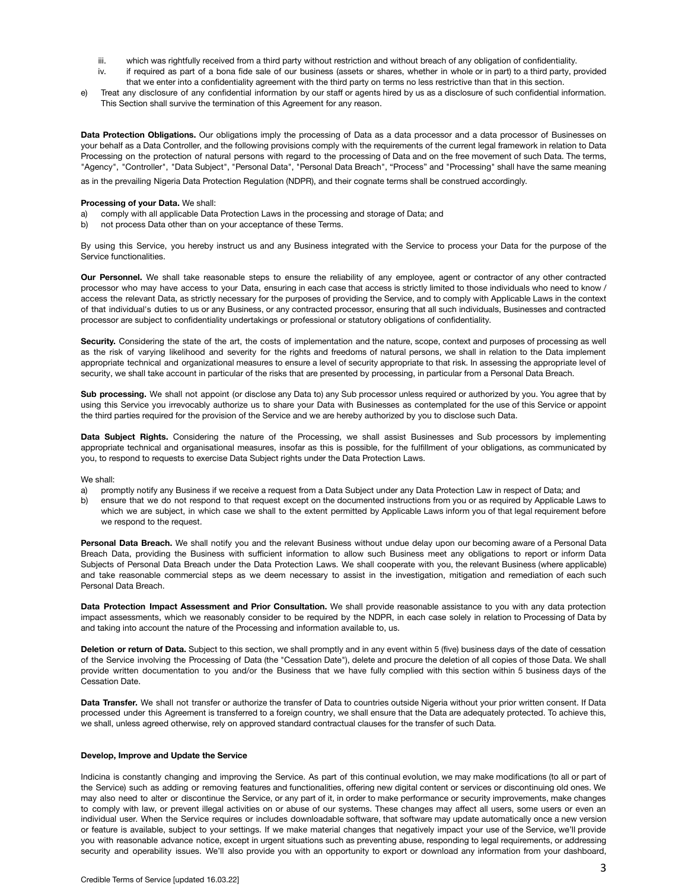iii. which was rightfully received from a third party without restriction and without breach of any obligation of confidentiality.

iv. if required as part of a bona fide sale of our business (assets or shares, whether in whole or in part) to a third party, provided that we enter into a confidentiality agreement with the third party on terms no less restrictive than that in this section.

e) Treat any disclosure of any confidential information by our staff or agents hired by us as a disclosure of such confidential information. This Section shall survive the termination of this Agreement for any reason.

**Data Protection Obligations.** Our obligations imply the processing of Data as a data processor and a data processor of Businesses on your behalf as a Data Controller, and the following provisions comply with the requirements of the current legal framework in relation to Data Processing on the protection of natural persons with regard to the processing of Data and on the free movement of such Data. The terms, "Agency", "Controller", "Data Subject", "Personal Data", "Personal Data Breach", "Process" and "Processing" shall have the same meaning as in the prevailing Nigeria Data Protection Regulation (NDPR), and their cognate terms shall be construed accordingly.

**Processing of your Data.** We shall:

a) comply with all applicable Data Protection Laws in the processing and storage of Data; and
b) not process Data other than on your acceptance of these Terms.

By using this Service, you hereby instruct us and any Business integrated with the Service to process your Data for the purpose of the Service functionalities.

**Our Personnel.** We shall take reasonable steps to ensure the reliability of any employee, agent or contractor of any other contracted processor who may have access to your Data, ensuring in each case that access is strictly limited to those individuals who need to know / access the relevant Data, as strictly necessary for the purposes of providing the Service, and to comply with Applicable Laws in the context of that individual's duties to us or any Business, or any contracted processor, ensuring that all such individuals, Businesses and contracted processor are subject to confidentiality undertakings or professional or statutory obligations of confidentiality.

**Security.** Considering the state of the art, the costs of implementation and the nature, scope, context and purposes of processing as well as the risk of varying likelihood and severity for the rights and freedoms of natural persons, we shall in relation to the Data implement appropriate technical and organizational measures to ensure a level of security appropriate to that risk. In assessing the appropriate level of security, we shall take account in particular of the risks that are presented by processing, in particular from a Personal Data Breach.

**Sub processing.** We shall not appoint (or disclose any Data to) any Sub processor unless required or authorized by you. You agree that by using this Service you irrevocably authorize us to share your Data with Businesses as contemplated for the use of this Service or appoint the third parties required for the provision of the Service and we are hereby authorized by you to disclose such Data.

**Data Subject Rights.** Considering the nature of the Processing, we shall assist Businesses and Sub processors by implementing appropriate technical and organisational measures, insofar as this is possible, for the fulfillment of your obligations, as communicated by you, to respond to requests to exercise Data Subject rights under the Data Protection Laws.

We shall:

a) promptly notify any Business if we receive a request from a Data Subject under any Data Protection Law in respect of Data; and
b) ensure that we do not respond to that request except on the documented instructions from you or as required by Applicable Laws to which we are subject, in which case we shall to the extent permitted by Applicable Laws inform you of that legal requirement before we respond to the request.

**Personal Data Breach.** We shall notify you and the relevant Business without undue delay upon our becoming aware of a Personal Data Breach Data, providing the Business with sufficient information to allow such Business meet any obligations to report or inform Data Subjects of Personal Data Breach under the Data Protection Laws. We shall cooperate with you, the relevant Business (where applicable) and take reasonable commercial steps as we deem necessary to assist in the investigation, mitigation and remediation of each such Personal Data Breach.

**Data Protection Impact Assessment and Prior Consultation.** We shall provide reasonable assistance to you with any data protection impact assessments, which we reasonably consider to be required by the NDPR, in each case solely in relation to Processing of Data by and taking into account the nature of the Processing and information available to, us.

**Deletion or return of Data.** Subject to this section, we shall promptly and in any event within 5 (five) business days of the date of cessation of the Service involving the Processing of Data (the "Cessation Date"), delete and procure the deletion of all copies of those Data. We shall provide written documentation to you and/or the Business that we have fully complied with this section within 5 business days of the Cessation Date.

**Data Transfer.** We shall not transfer or authorize the transfer of Data to countries outside Nigeria without your prior written consent. If Data processed under this Agreement is transferred to a foreign country, we shall ensure that the Data are adequately protected. To achieve this, we shall, unless agreed otherwise, rely on approved standard contractual clauses for the transfer of such Data.

**Develop, Improve and Update the Service**

Indicina is constantly changing and improving the Service. As part of this continual evolution, we may make modifications (to all or part of the Service) such as adding or removing features and functionalities, offering new digital content or services or discontinuing old ones. We may also need to alter or discontinue the Service, or any part of it, in order to make performance or security improvements, make changes to comply with law, or prevent illegal activities on or abuse of our systems. These changes may affect all users, some users or even an individual user. When the Service requires or includes downloadable software, that software may update automatically once a new version or feature is available, subject to your settings. If we make material changes that negatively impact your use of the Service, we'll provide you with reasonable advance notice, except in urgent situations such as preventing abuse, responding to legal requirements, or addressing security and operability issues. We'll also provide you with an opportunity to export or download any information from your dashboard,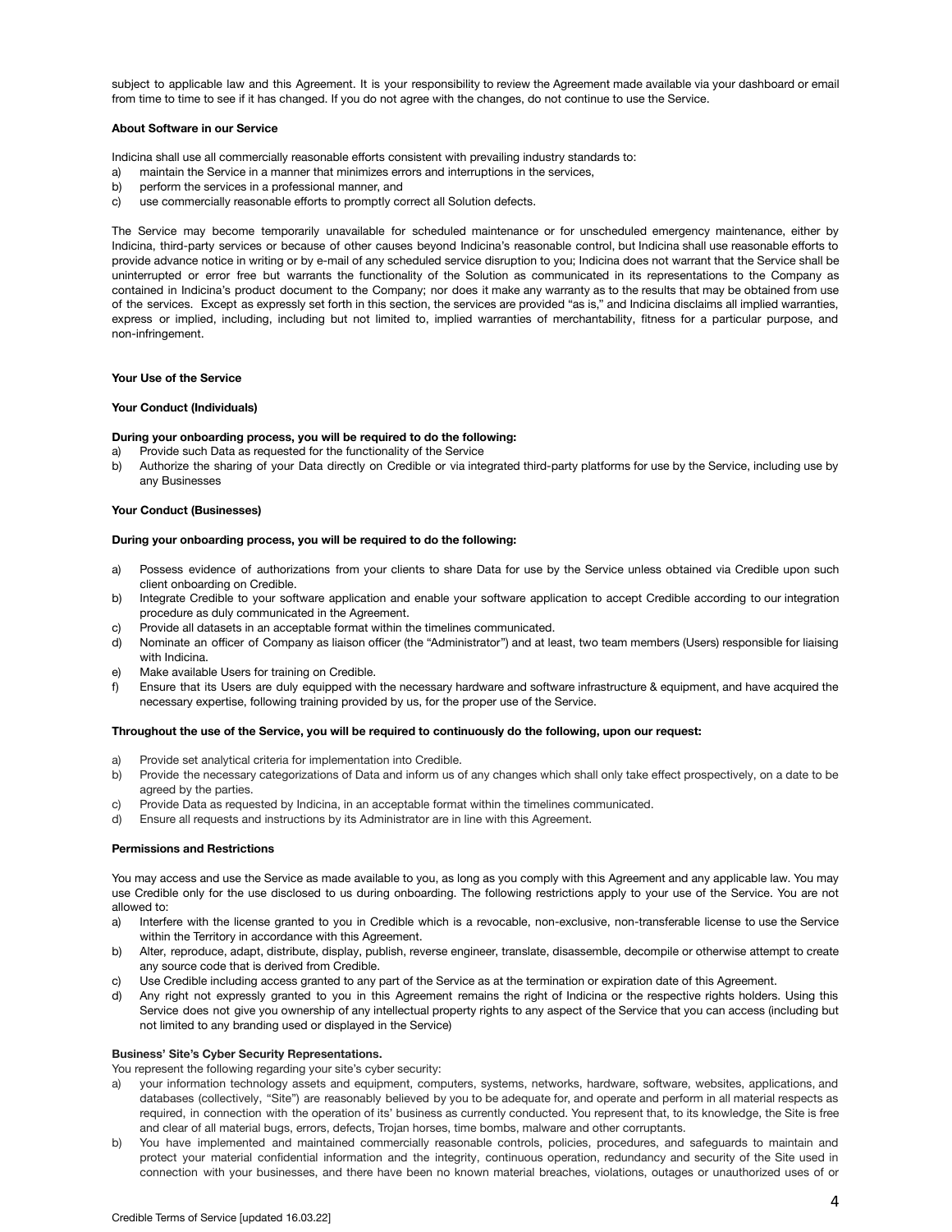subject to applicable law and this Agreement. It is your responsibility to review the Agreement made available via your dashboard or email from time to time to see if it has changed. If you do not agree with the changes, do not continue to use the Service.

**About Software in our Service**

Indicina shall use all commercially reasonable efforts consistent with prevailing industry standards to:

a) maintain the Service in a manner that minimizes errors and interruptions in the services,
b) perform the services in a professional manner, and
c) use commercially reasonable efforts to promptly correct all Solution defects.

The Service may become temporarily unavailable for scheduled maintenance or for unscheduled emergency maintenance, either by Indicina, third-party services or because of other causes beyond Indicina's reasonable control, but Indicina shall use reasonable efforts to provide advance notice in writing or by e-mail of any scheduled service disruption to you; Indicina does not warrant that the Service shall be uninterrupted or error free but warrants the functionality of the Solution as communicated in its representations to the Company as contained in Indicina's product document to the Company; nor does it make any warranty as to the results that may be obtained from use of the services. Except as expressly set forth in this section, the services are provided "as is," and Indicina disclaims all implied warranties, express or implied, including, including but not limited to, implied warranties of merchantability, fitness for a particular purpose, and non-infringement.

**Your Use of the Service**

**Your Conduct (Individuals)**

**During your onboarding process, you will be required to do the following:**

a) Provide such Data as requested for the functionality of the Service
b) Authorize the sharing of your Data directly on Credible or via integrated third-party platforms for use by the Service, including use by any Businesses

**Your Conduct (Businesses)**

**During your onboarding process, you will be required to do the following:**

a) Possess evidence of authorizations from your clients to share Data for use by the Service unless obtained via Credible upon such client onboarding on Credible.
b) Integrate Credible to your software application and enable your software application to accept Credible according to our integration procedure as duly communicated in the Agreement.
c) Provide all datasets in an acceptable format within the timelines communicated.
d) Nominate an officer of Company as liaison officer (the "Administrator") and at least, two team members (Users) responsible for liaising with Indicina.
e) Make available Users for training on Credible.
f) Ensure that its Users are duly equipped with the necessary hardware and software infrastructure & equipment, and have acquired the necessary expertise, following training provided by us, for the proper use of the Service.

**Throughout the use of the Service, you will be required to continuously do the following, upon our request:**

a) Provide set analytical criteria for implementation into Credible.
b) Provide the necessary categorizations of Data and inform us of any changes which shall only take effect prospectively, on a date to be agreed by the parties.
c) Provide Data as requested by Indicina, in an acceptable format within the timelines communicated.
d) Ensure all requests and instructions by its Administrator are in line with this Agreement.

**Permissions and Restrictions**

You may access and use the Service as made available to you, as long as you comply with this Agreement and any applicable law. You may use Credible only for the use disclosed to us during onboarding. The following restrictions apply to your use of the Service. You are not allowed to:

a) Interfere with the license granted to you in Credible which is a revocable, non-exclusive, non-transferable license to use the Service within the Territory in accordance with this Agreement.
b) Alter, reproduce, adapt, distribute, display, publish, reverse engineer, translate, disassemble, decompile or otherwise attempt to create any source code that is derived from Credible.
c) Use Credible including access granted to any part of the Service as at the termination or expiration date of this Agreement.
d) Any right not expressly granted to you in this Agreement remains the right of Indicina or the respective rights holders. Using this Service does not give you ownership of any intellectual property rights to any aspect of the Service that you can access (including but not limited to any branding used or displayed in the Service)

**Business' Site's Cyber Security Representations.**

You represent the following regarding your site's cyber security:

a) your information technology assets and equipment, computers, systems, networks, hardware, software, websites, applications, and databases (collectively, "Site") are reasonably believed by you to be adequate for, and operate and perform in all material respects as required, in connection with the operation of its' business as currently conducted. You represent that, to its knowledge, the Site is free and clear of all material bugs, errors, defects, Trojan horses, time bombs, malware and other corruptants.
b) You have implemented and maintained commercially reasonable controls, policies, procedures, and safeguards to maintain and protect your material confidential information and the integrity, continuous operation, redundancy and security of the Site used in connection with your businesses, and there have been no known material breaches, violations, outages or unauthorized uses of or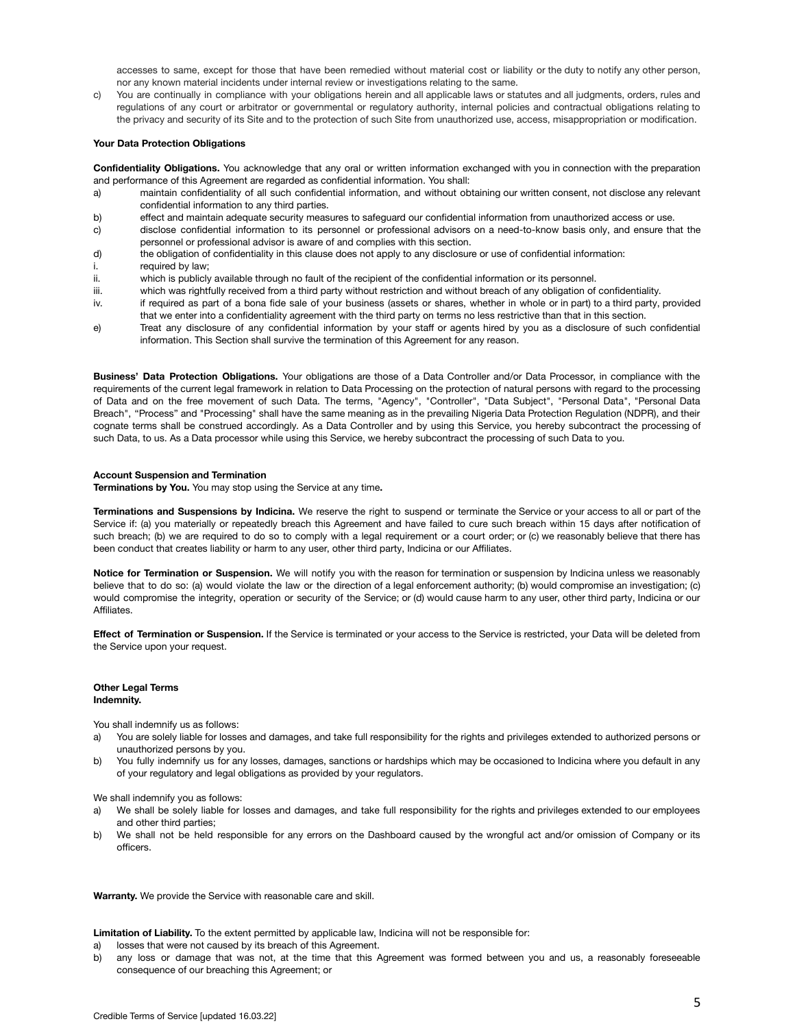accesses to same, except for those that have been remedied without material cost or liability or the duty to notify any other person, nor any known material incidents under internal review or investigations relating to the same.

c) You are continually in compliance with your obligations herein and all applicable laws or statutes and all judgments, orders, rules and regulations of any court or arbitrator or governmental or regulatory authority, internal policies and contractual obligations relating to the privacy and security of its Site and to the protection of such Site from unauthorized use, access, misappropriation or modification.

**Your Data Protection Obligations**

**Confidentiality Obligations.** You acknowledge that any oral or written information exchanged with you in connection with the preparation and performance of this Agreement are regarded as confidential information. You shall:

a) maintain confidentiality of all such confidential information, and without obtaining our written consent, not disclose any relevant confidential information to any third parties.

b) effect and maintain adequate security measures to safeguard our confidential information from unauthorized access or use.

c) disclose confidential information to its personnel or professional advisors on a need-to-know basis only, and ensure that the personnel or professional advisor is aware of and complies with this section.

d) the obligation of confidentiality in this clause does not apply to any disclosure or use of confidential information:

i. required by law;

ii. which is publicly available through no fault of the recipient of the confidential information or its personnel.

iii. which was rightfully received from a third party without restriction and without breach of any obligation of confidentiality.

iv. if required as part of a bona fide sale of your business (assets or shares, whether in whole or in part) to a third party, provided that we enter into a confidentiality agreement with the third party on terms no less restrictive than that in this section.

e) Treat any disclosure of any confidential information by your staff or agents hired by you as a disclosure of such confidential information. This Section shall survive the termination of this Agreement for any reason.

**Business' Data Protection Obligations.** Your obligations are those of a Data Controller and/or Data Processor, in compliance with the requirements of the current legal framework in relation to Data Processing on the protection of natural persons with regard to the processing of Data and on the free movement of such Data. The terms, "Agency", "Controller", "Data Subject", "Personal Data", "Personal Data Breach", "Process" and "Processing" shall have the same meaning as in the prevailing Nigeria Data Protection Regulation (NDPR), and their cognate terms shall be construed accordingly. As a Data Controller and by using this Service, you hereby subcontract the processing of such Data, to us. As a Data processor while using this Service, we hereby subcontract the processing of such Data to you.

**Account Suspension and Termination**

**Terminations by You.** You may stop using the Service at any time**.**

**Terminations and Suspensions by Indicina.** We reserve the right to suspend or terminate the Service or your access to all or part of the Service if: (a) you materially or repeatedly breach this Agreement and have failed to cure such breach within 15 days after notification of such breach; (b) we are required to do so to comply with a legal requirement or a court order; or (c) we reasonably believe that there has been conduct that creates liability or harm to any user, other third party, Indicina or our Affiliates.

**Notice for Termination or Suspension.** We will notify you with the reason for termination or suspension by Indicina unless we reasonably believe that to do so: (a) would violate the law or the direction of a legal enforcement authority; (b) would compromise an investigation; (c) would compromise the integrity, operation or security of the Service; or (d) would cause harm to any user, other third party, Indicina or our Affiliates.

**Effect of Termination or Suspension.** If the Service is terminated or your access to the Service is restricted, your Data will be deleted from the Service upon your request.

**Other Legal Terms**

**Indemnity.**

You shall indemnify us as follows:

a) You are solely liable for losses and damages, and take full responsibility for the rights and privileges extended to authorized persons or unauthorized persons by you.

b) You fully indemnify us for any losses, damages, sanctions or hardships which may be occasioned to Indicina where you default in any of your regulatory and legal obligations as provided by your regulators.

We shall indemnify you as follows:

a) We shall be solely liable for losses and damages, and take full responsibility for the rights and privileges extended to our employees and other third parties;

b) We shall not be held responsible for any errors on the Dashboard caused by the wrongful act and/or omission of Company or its officers.

**Warranty.** We provide the Service with reasonable care and skill.

**Limitation of Liability.** To the extent permitted by applicable law, Indicina will not be responsible for:

a) losses that were not caused by its breach of this Agreement.

b) any loss or damage that was not, at the time that this Agreement was formed between you and us, a reasonably foreseeable consequence of our breaching this Agreement; or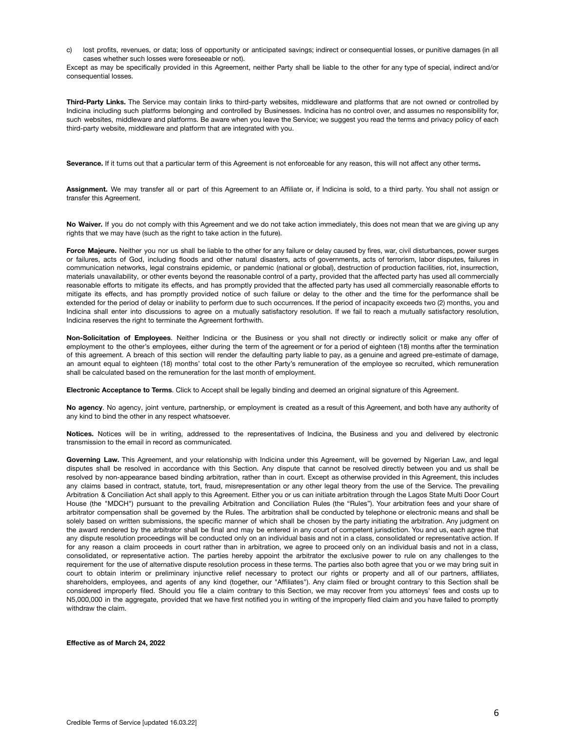c) lost profits, revenues, or data; loss of opportunity or anticipated savings; indirect or consequential losses, or punitive damages (in all cases whether such losses were foreseeable or not).

Except as may be specifically provided in this Agreement, neither Party shall be liable to the other for any type of special, indirect and/or consequential losses.

**Third-Party Links.** The Service may contain links to third-party websites, middleware and platforms that are not owned or controlled by Indicina including such platforms belonging and controlled by Businesses. Indicina has no control over, and assumes no responsibility for, such websites, middleware and platforms. Be aware when you leave the Service; we suggest you read the terms and privacy policy of each third-party website, middleware and platform that are integrated with you.

**Severance.** If it turns out that a particular term of this Agreement is not enforceable for any reason, this will not affect any other terms**.**

**Assignment.** We may transfer all or part of this Agreement to an Affiliate or, if Indicina is sold, to a third party. You shall not assign or transfer this Agreement.

**No Waiver.** If you do not comply with this Agreement and we do not take action immediately, this does not mean that we are giving up any rights that we may have (such as the right to take action in the future).

**Force Majeure.** Neither you nor us shall be liable to the other for any failure or delay caused by fires, war, civil disturbances, power surges or failures, acts of God, including floods and other natural disasters, acts of governments, acts of terrorism, labor disputes, failures in communication networks, legal constrains epidemic, or pandemic (national or global), destruction of production facilities, riot, insurrection, materials unavailability, or other events beyond the reasonable control of a party, provided that the affected party has used all commercially reasonable efforts to mitigate its effects, and has promptly provided that the affected party has used all commercially reasonable efforts to mitigate its effects, and has promptly provided notice of such failure or delay to the other and the time for the performance shall be extended for the period of delay or inability to perform due to such occurrences. If the period of incapacity exceeds two (2) months, you and Indicina shall enter into discussions to agree on a mutually satisfactory resolution. If we fail to reach a mutually satisfactory resolution, Indicina reserves the right to terminate the Agreement forthwith.

**Non-Solicitation of Employees**. Neither Indicina or the Business or you shall not directly or indirectly solicit or make any offer of employment to the other's employees, either during the term of the agreement or for a period of eighteen (18) months after the termination of this agreement. A breach of this section will render the defaulting party liable to pay, as a genuine and agreed pre-estimate of damage, an amount equal to eighteen (18) months' total cost to the other Party's remuneration of the employee so recruited, which remuneration shall be calculated based on the remuneration for the last month of employment.

**Electronic Acceptance to Terms**. Click to Accept shall be legally binding and deemed an original signature of this Agreement.

**No agency**. No agency, joint venture, partnership, or employment is created as a result of this Agreement, and both have any authority of any kind to bind the other in any respect whatsoever.

**Notices.** Notices will be in writing, addressed to the representatives of Indicina, the Business and you and delivered by electronic transmission to the email in record as communicated.

**Governing Law.** This Agreement, and your relationship with Indicina under this Agreement, will be governed by Nigerian Law, and legal disputes shall be resolved in accordance with this Section. Any dispute that cannot be resolved directly between you and us shall be resolved by non-appearance based binding arbitration, rather than in court. Except as otherwise provided in this Agreement, this includes any claims based in contract, statute, tort, fraud, misrepresentation or any other legal theory from the use of the Service. The prevailing Arbitration & Conciliation Act shall apply to this Agreement. Either you or us can initiate arbitration through the Lagos State Multi Door Court House (the "MDCH") pursuant to the prevailing Arbitration and Conciliation Rules (the "Rules"). Your arbitration fees and your share of arbitrator compensation shall be governed by the Rules. The arbitration shall be conducted by telephone or electronic means and shall be solely based on written submissions, the specific manner of which shall be chosen by the party initiating the arbitration. Any judgment on the award rendered by the arbitrator shall be final and may be entered in any court of competent jurisdiction. You and us, each agree that any dispute resolution proceedings will be conducted only on an individual basis and not in a class, consolidated or representative action. If for any reason a claim proceeds in court rather than in arbitration, we agree to proceed only on an individual basis and not in a class, consolidated, or representative action. The parties hereby appoint the arbitrator the exclusive power to rule on any challenges to the requirement for the use of alternative dispute resolution process in these terms. The parties also both agree that you or we may bring suit in court to obtain interim or preliminary injunctive relief necessary to protect our rights or property and all of our partners, affiliates, shareholders, employees, and agents of any kind (together, our "Affiliates"). Any claim filed or brought contrary to this Section shall be considered improperly filed. Should you file a claim contrary to this Section, we may recover from you attorneys' fees and costs up to N5,000,000 in the aggregate, provided that we have first notified you in writing of the improperly filed claim and you have failed to promptly withdraw the claim.

**Effective as of March 24, 2022**